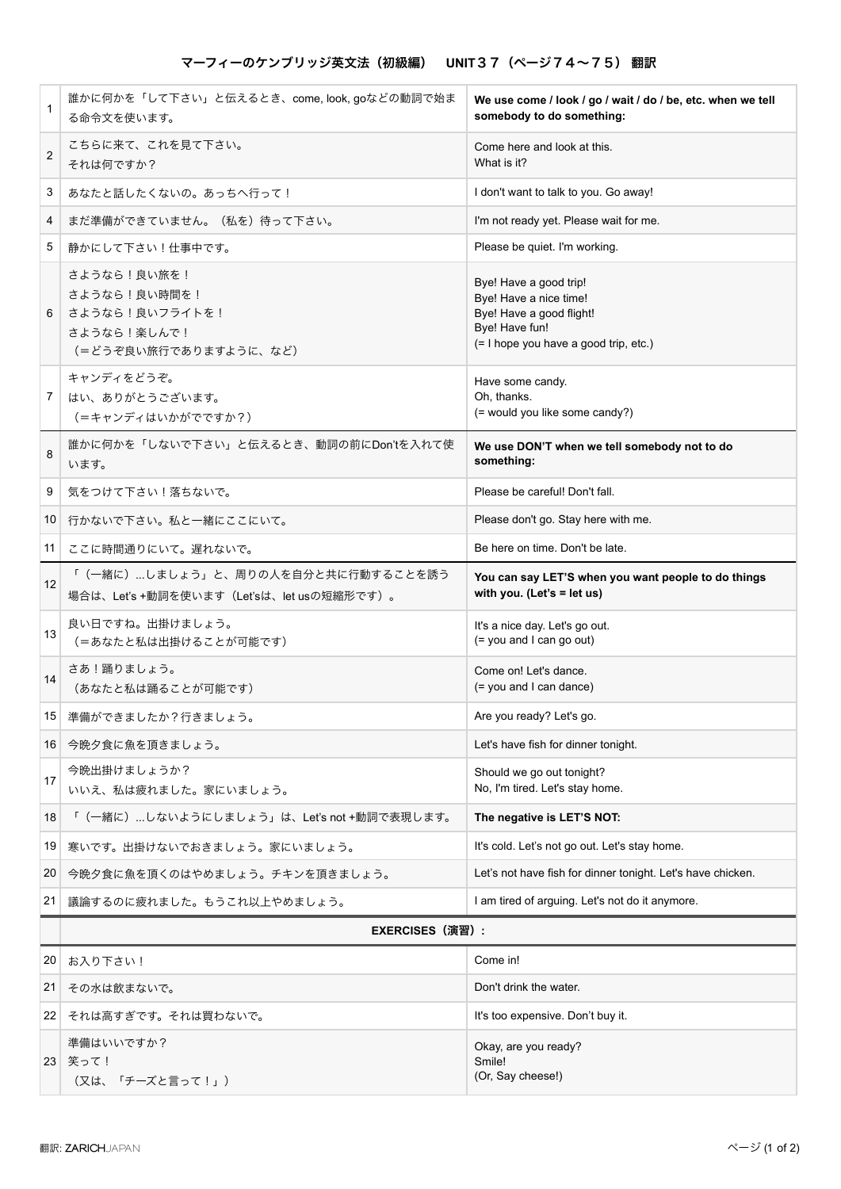# マーフィーのケンブリッジ英文法（初級編）　UNIT３７（ページ７４〜７５） 翻訳

| | | |
|---|---|---|
| 1 | 誰かに何かを「して下さい」と伝えるとき、come, look, goなどの動詞で始まる命令文を使います。 | **We use come / look / go / wait / do / be, etc. when we tell somebody to do something:** |
| 2 | こちらに来て、これを見て下さい。<br>それは何ですか？ | Come here and look at this.<br>What is it? |
| 3 | あなたと話したくないの。あっちへ行って！ | I don't want to talk to you. Go away! |
| 4 | まだ準備ができていません。（私を）待って下さい。 | I'm not ready yet. Please wait for me. |
| 5 | 静かにして下さい！仕事中です。 | Please be quiet. I'm working. |
| 6 | さようなら！良い旅を！<br>さようなら！良い時間を！<br>さようなら！良いフライトを！<br>さようなら！楽しんで！<br>（＝どうぞ良い旅行でありますように、など） | Bye! Have a good trip!<br>Bye! Have a nice time!<br>Bye! Have a good flight!<br>Bye! Have fun!<br>(= I hope you have a good trip, etc.) |
| 7 | キャンディをどうぞ。<br>はい、ありがとうございます。<br>（＝キャンディはいかがでですか？） | Have some candy.<br>Oh, thanks.<br>(= would you like some candy?) |
| 8 | 誰かに何かを「しないで下さい」と伝えるとき、動詞の前にDon'tを入れて使います。 | **We use DON'T when we tell somebody not to do something:** |
| 9 | 気をつけて下さい！落ちないで。 | Please be careful! Don't fall. |
| 10 | 行かないで下さい。私と一緒にここにいて。 | Please don't go. Stay here with me. |
| 11 | ここに時間通りにいて。遅れないで。 | Be here on time. Don't be late. |
| 12 | 「（一緒に）...しましょう」と、周りの人を自分と共に行動することを誘う場合は、Let's +動詞を使います（Let'sは、let usの短縮形です）。 | **You can say LET'S when you want people to do things with you. (Let's = let us)** |
| 13 | 良い日ですね。出掛けましょう。<br>（＝あなたと私は出掛けることが可能です） | It's a nice day. Let's go out.<br>(= you and I can go out) |
| 14 | さあ！踊りましょう。<br>（あなたと私は踊ることが可能です） | Come on! Let's dance.<br>(= you and I can dance) |
| 15 | 準備ができましたか？行きましょう。 | Are you ready? Let's go. |
| 16 | 今晩夕食に魚を頂きましょう。 | Let's have fish for dinner tonight. |
| 17 | 今晩出掛けましょうか？<br>いいえ、私は疲れました。家にいましょう。 | Should we go out tonight?<br>No, I'm tired. Let's stay home. |
| 18 | 「（一緒に）...しないようにしましょう」は、Let's not +動詞で表現します。 | **The negative is LET'S NOT:** |
| 19 | 寒いです。出掛けないでおきましょう。家にいましょう。 | It's cold. Let's not go out. Let's stay home. |
| 20 | 今晩夕食に魚を頂くのはやめましょう。チキンを頂きましょう。 | Let's not have fish for dinner tonight. Let's have chicken. |
| 21 | 議論するのに疲れました。もうこれ以上やめましょう。 | I am tired of arguing. Let's not do it anymore. |
| | **EXERCISES（演習）:** | |
| 20 | お入り下さい！ | Come in! |
| 21 | その水は飲まないで。 | Don't drink the water. |
| 22 | それは高すぎです。それは買わないで。 | It's too expensive. Don't buy it. |
| 23 | 準備はいいですか？<br>笑って！<br>（又は、「チーズと言って！」） | Okay, are you ready?<br>Smile!<br>(Or, Say cheese!) |

翻訳: ZARICHJAPAN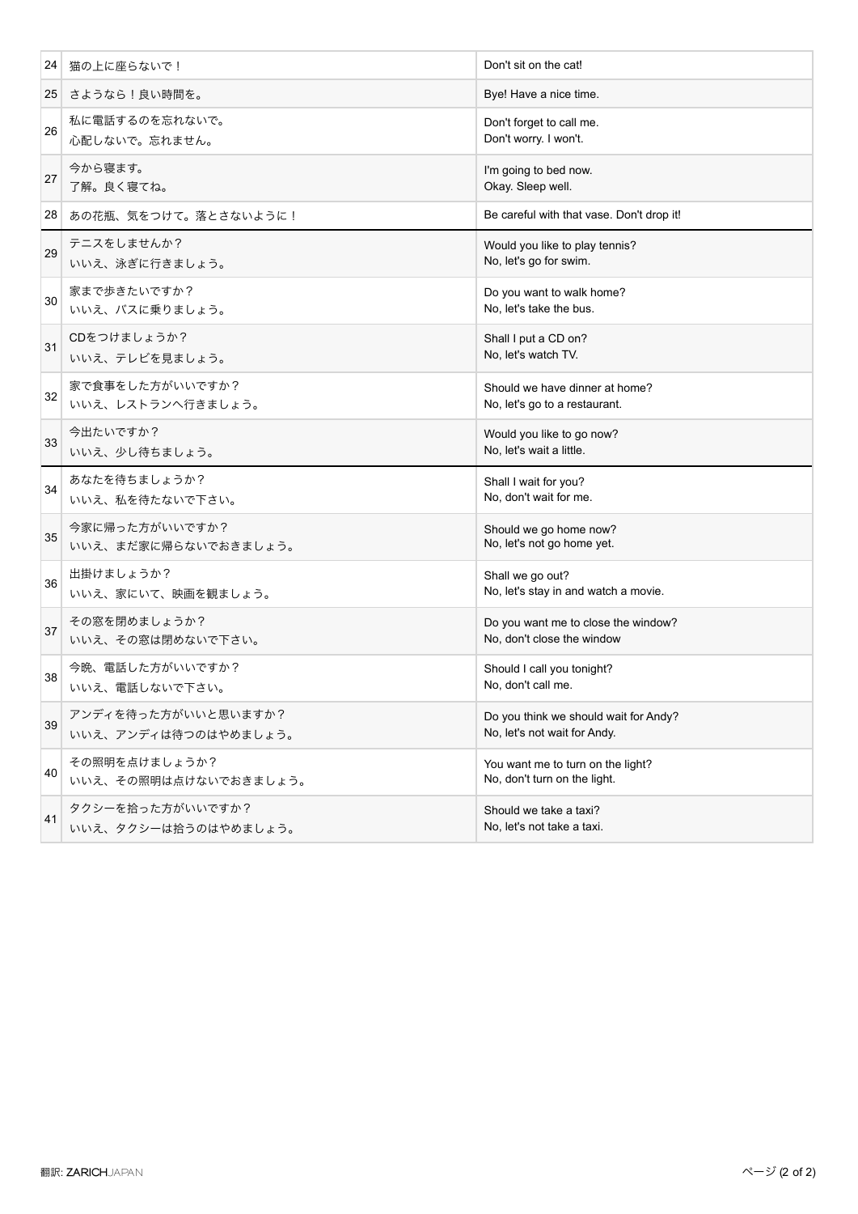| | | |
|---|---|---|
| 24 | 猫の上に座らないで！ | Don't sit on the cat! |
| 25 | さようなら！良い時間を。 | Bye! Have a nice time. |
| 26 | 私に電話するのを忘れないで。<br>心配しないで。忘れません。 | Don't forget to call me.<br>Don't worry. I won't. |
| 27 | 今から寝ます。<br>了解。良く寝てね。 | I'm going to bed now.<br>Okay. Sleep well. |
| 28 | あの花瓶、気をつけて。落とさないように！ | Be careful with that vase. Don't drop it! |
| 29 | テニスをしませんか？<br>いいえ、泳ぎに行きましょう。 | Would you like to play tennis?<br>No, let's go for swim. |
| 30 | 家まで歩きたいですか？<br>いいえ、バスに乗りましょう。 | Do you want to walk home?<br>No, let's take the bus. |
| 31 | CDをつけましょうか？<br>いいえ、テレビを見ましょう。 | Shall I put a CD on?<br>No, let's watch TV. |
| 32 | 家で食事をした方がいいですか？<br>いいえ、レストランへ行きましょう。 | Should we have dinner at home?<br>No, let's go to a restaurant. |
| 33 | 今出たいですか？<br>いいえ、少し待ちましょう。 | Would you like to go now?<br>No, let's wait a little. |
| 34 | あなたを待ちましょうか？<br>いいえ、私を待たないで下さい。 | Shall I wait for you?<br>No, don't wait for me. |
| 35 | 今家に帰った方がいいですか？<br>いいえ、まだ家に帰らないでおきましょう。 | Should we go home now?<br>No, let's not go home yet. |
| 36 | 出掛けましょうか？<br>いいえ、家にいて、映画を観ましょう。 | Shall we go out?<br>No, let's stay in and watch a movie. |
| 37 | その窓を閉めましょうか？<br>いいえ、その窓は閉めないで下さい。 | Do you want me to close the window?<br>No, don't close the window |
| 38 | 今晩、電話した方がいいですか？<br>いいえ、電話しないで下さい。 | Should I call you tonight?<br>No, don't call me. |
| 39 | アンディを待った方がいいと思いますか？<br>いいえ、アンディは待つのはやめましょう。 | Do you think we should wait for Andy?<br>No, let's not wait for Andy. |
| 40 | その照明を点けましょうか？<br>いいえ、その照明は点けないでおきましょう。 | You want me to turn on the light?<br>No, don't turn on the light. |
| 41 | タクシーを拾った方がいいですか？<br>いいえ、タクシーは拾うのはやめましょう。 | Should we take a taxi?<br>No, let's not take a taxi. |

翻訳: ZARICHJAPAN